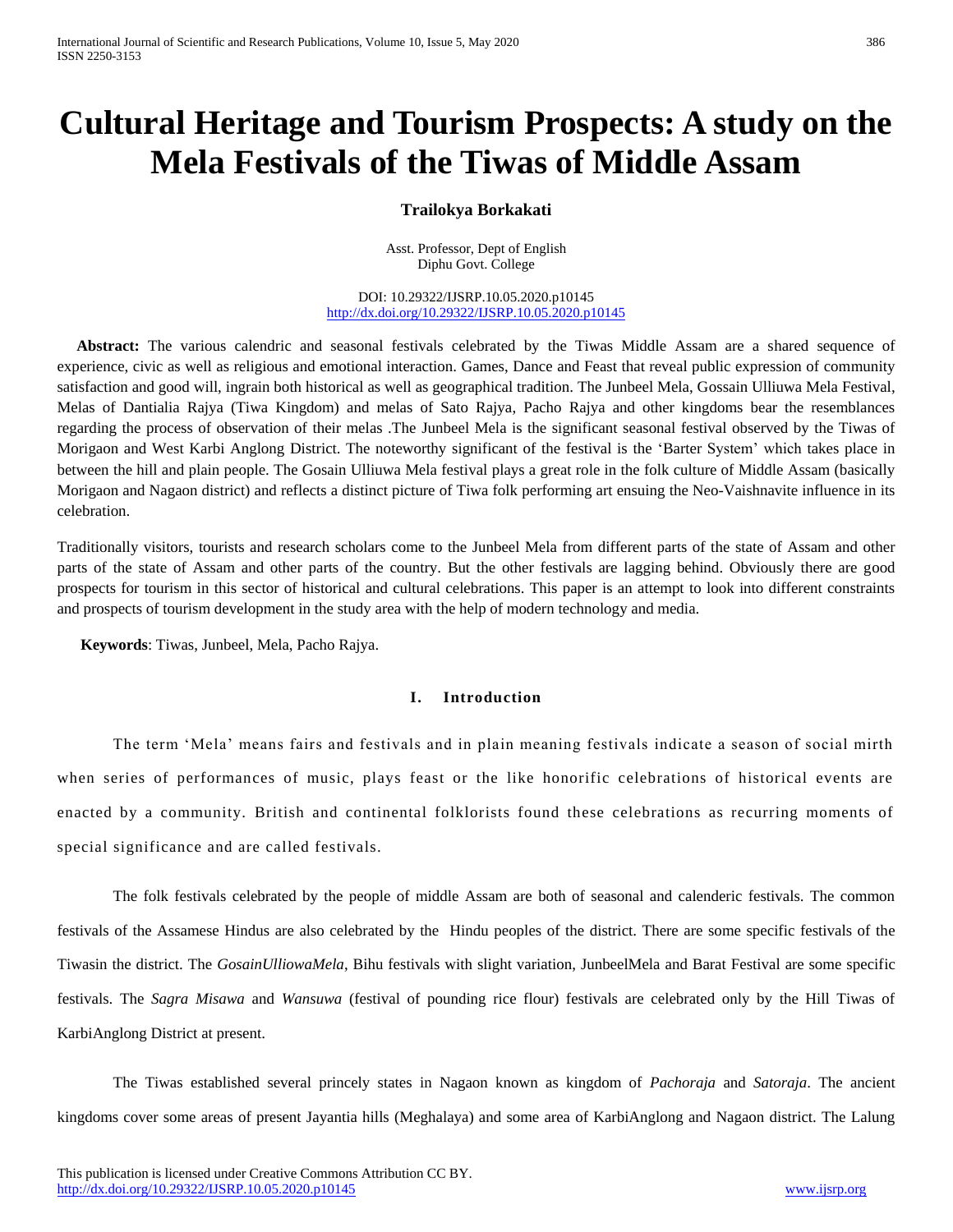# Cultural Heritage and Tourism Prospects: A study on the Mela Festivals of the Tiwas of Middle Assam

**Trailokya Borkakati**

Asst. Professor, Dept of English
Diphu Govt. College

DOI: 10.29322/IJSRP.10.05.2020.p10145
http://dx.doi.org/10.29322/IJSRP.10.05.2020.p10145

**Abstract:** The various calendric and seasonal festivals celebrated by the Tiwas Middle Assam are a shared sequence of experience, civic as well as religious and emotional interaction. Games, Dance and Feast that reveal public expression of community satisfaction and good will, ingrain both historical as well as geographical tradition. The Junbeel Mela, Gossain Ulliuwa Mela Festival, Melas of Dantialia Rajya (Tiwa Kingdom) and melas of Sato Rajya, Pacho Rajya and other kingdoms bear the resemblances regarding the process of observation of their melas .The Junbeel Mela is the significant seasonal festival observed by the Tiwas of Morigaon and West Karbi Anglong District. The noteworthy significant of the festival is the 'Barter System' which takes place in between the hill and plain people. The Gosain Ulliuwa Mela festival plays a great role in the folk culture of Middle Assam (basically Morigaon and Nagaon district) and reflects a distinct picture of Tiwa folk performing art ensuing the Neo-Vaishnavite influence in its celebration.

Traditionally visitors, tourists and research scholars come to the Junbeel Mela from different parts of the state of Assam and other parts of the state of Assam and other parts of the country. But the other festivals are lagging behind. Obviously there are good prospects for tourism in this sector of historical and cultural celebrations. This paper is an attempt to look into different constraints and prospects of tourism development in the study area with the help of modern technology and media.

**Keywords**: Tiwas, Junbeel, Mela, Pacho Rajya.

## I. Introduction

The term 'Mela' means fairs and festivals and in plain meaning festivals indicate a season of social mirth when series of performances of music, plays feast or the like honorific celebrations of historical events are enacted by a community. British and continental folklorists found these celebrations as recurring moments of special significance and are called festivals.

The folk festivals celebrated by the people of middle Assam are both of seasonal and calenderic festivals. The common festivals of the Assamese Hindus are also celebrated by the Hindu peoples of the district. There are some specific festivals of the Tiwasin the district. The *GosainUlliowaMela*, Bihu festivals with slight variation, JunbeelMela and Barat Festival are some specific festivals. The *Sagra Misawa* and *Wansuwa* (festival of pounding rice flour) festivals are celebrated only by the Hill Tiwas of KarbiAnglong District at present.

The Tiwas established several princely states in Nagaon known as kingdom of *Pachoraja* and *Satoraja*. The ancient kingdoms cover some areas of present Jayantia hills (Meghalaya) and some area of KarbiAnglong and Nagaon district. The Lalung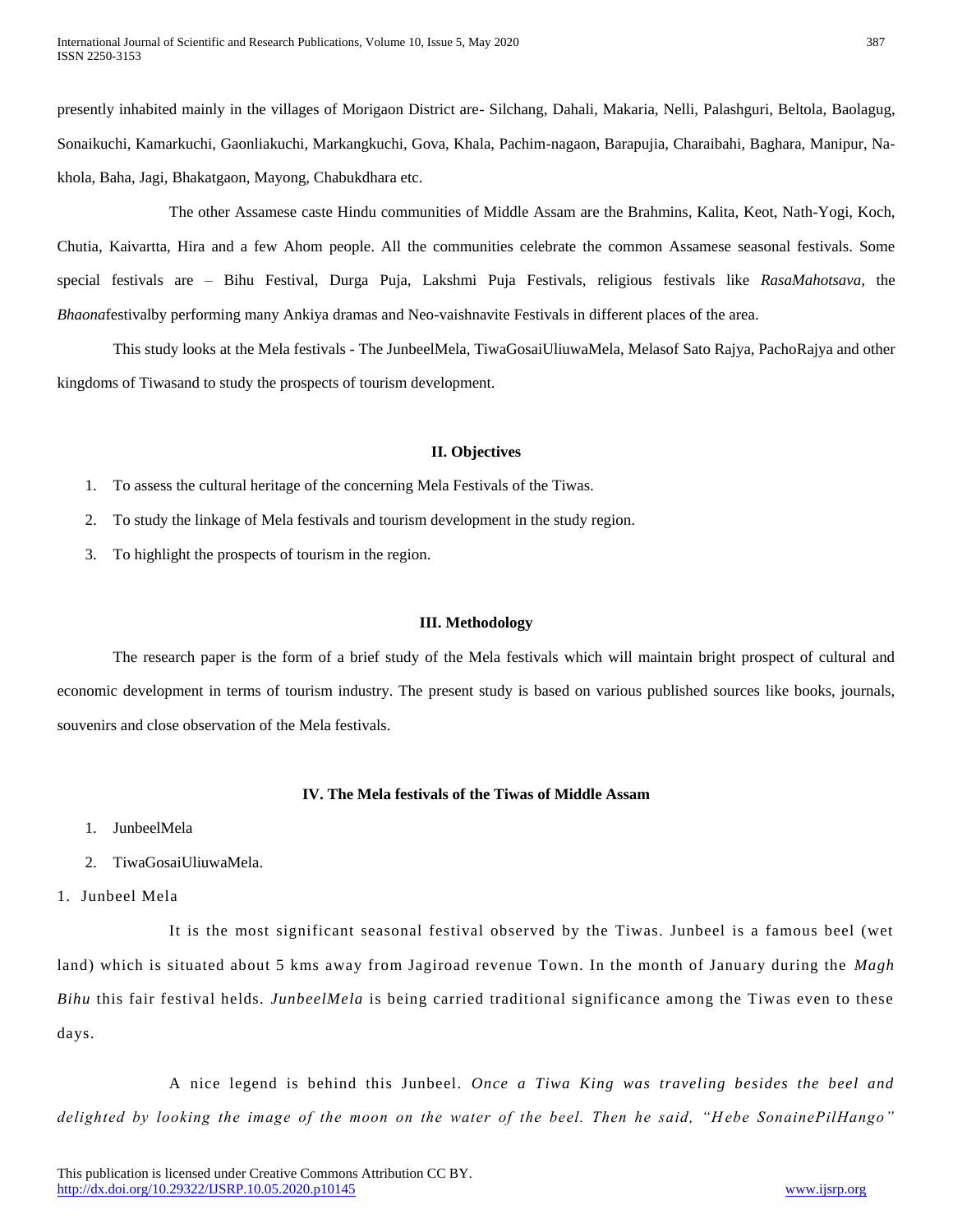presently inhabited mainly in the villages of Morigaon District are- Silchang, Dahali, Makaria, Nelli, Palashguri, Beltola, Baolagug, Sonaikuchi, Kamarkuchi, Gaonliakuchi, Markangkuchi, Gova, Khala, Pachim-nagaon, Barapujia, Charaibahi, Baghara, Manipur, Na-khola, Baha, Jagi, Bhakatgaon, Mayong, Chabukdhara etc.

The other Assamese caste Hindu communities of Middle Assam are the Brahmins, Kalita, Keot, Nath-Yogi, Koch, Chutia, Kaivartta, Hira and a few Ahom people. All the communities celebrate the common Assamese seasonal festivals. Some special festivals are – Bihu Festival, Durga Puja, Lakshmi Puja Festivals, religious festivals like *RasaMahotsava,* the *Bhaona*festivalby performing many Ankiya dramas and Neo-vaishnavite Festivals in different places of the area.

This study looks at the Mela festivals - The JunbeelMela, TiwaGosaiUliuwaMela, Melasof Sato Rajya, PachoRajya and other kingdoms of Tiwasand to study the prospects of tourism development.

## II. Objectives

1. To assess the cultural heritage of the concerning Mela Festivals of the Tiwas.
2. To study the linkage of Mela festivals and tourism development in the study region.
3. To highlight the prospects of tourism in the region.

## III. Methodology

The research paper is the form of a brief study of the Mela festivals which will maintain bright prospect of cultural and economic development in terms of tourism industry. The present study is based on various published sources like books, journals, souvenirs and close observation of the Mela festivals.

## IV. The Mela festivals of the Tiwas of Middle Assam

1. JunbeelMela
2. TiwaGosaiUliuwaMela.

### 1. Junbeel Mela

It is the most significant seasonal festival observed by the Tiwas. Junbeel is a famous beel (wet land) which is situated about 5 kms away from Jagiroad revenue Town. In the month of January during the *Magh Bihu* this fair festival helds. *JunbeelMela* is being carried traditional significance among the Tiwas even to these days.

A nice legend is behind this Junbeel. *Once a Tiwa King was traveling besides the beel and delighted by looking the image of the moon on the water of the beel. Then he said, "Hebe SonainePilHango"*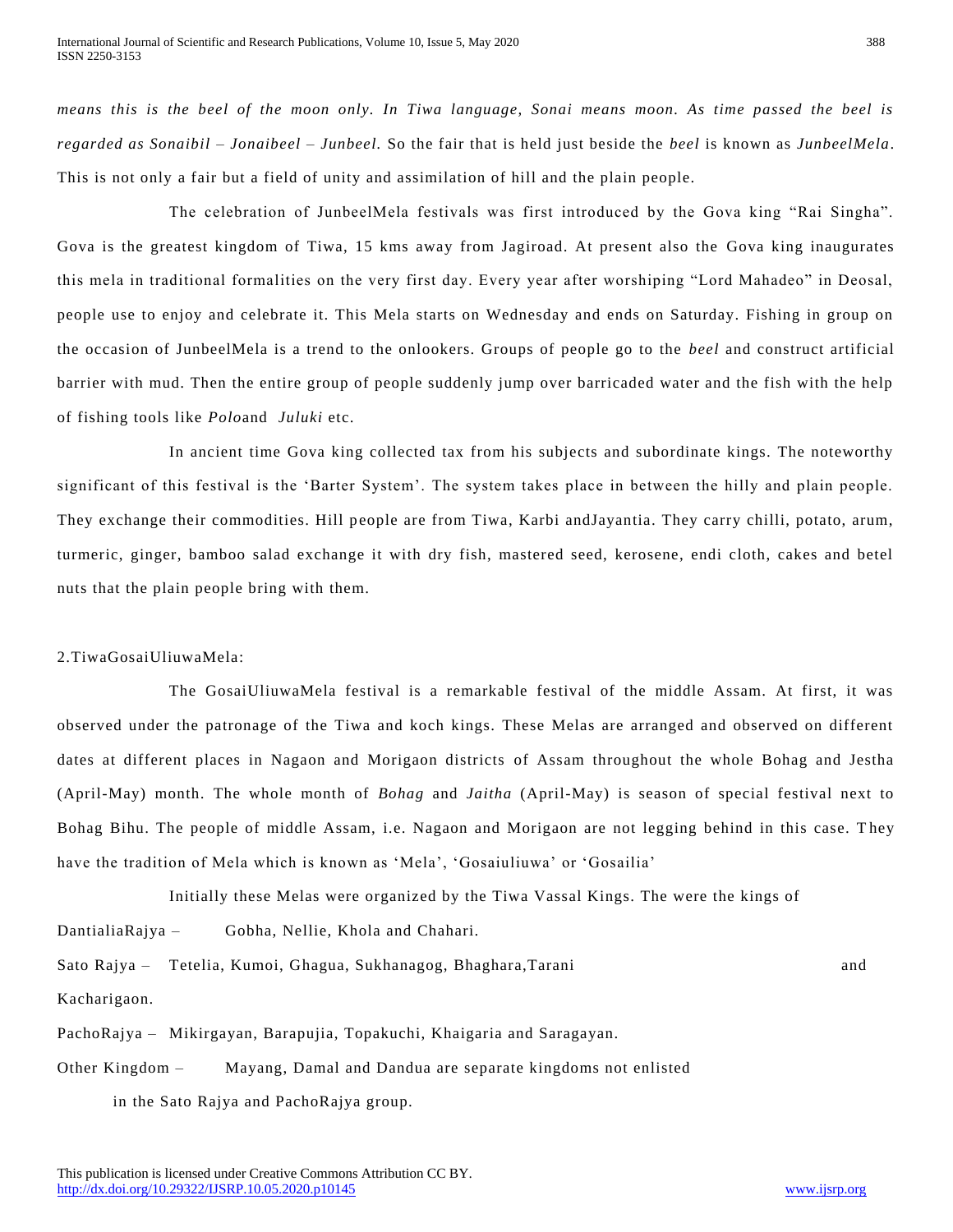*means this is the beel of the moon only. In Tiwa language, Sonai means moon. As time passed the beel is regarded as Sonaibil – Jonaibeel – Junbeel.* So the fair that is held just beside the *beel* is known as *JunbeelMela*. This is not only a fair but a field of unity and assimilation of hill and the plain people.

The celebration of JunbeelMela festivals was first introduced by the Gova king "Rai Singha". Gova is the greatest kingdom of Tiwa, 15 kms away from Jagiroad. At present also the Gova king inaugurates this mela in traditional formalities on the very first day. Every year after worshiping "Lord Mahadeo" in Deosal, people use to enjoy and celebrate it. This Mela starts on Wednesday and ends on Saturday. Fishing in group on the occasion of JunbeelMela is a trend to the onlookers. Groups of people go to the *beel* and construct artificial barrier with mud. Then the entire group of people suddenly jump over barricaded water and the fish with the help of fishing tools like *Polo*and *Juluki* etc.

In ancient time Gova king collected tax from his subjects and subordinate kings. The noteworthy significant of this festival is the 'Barter System'. The system takes place in between the hilly and plain people. They exchange their commodities. Hill people are from Tiwa, Karbi andJayantia. They carry chilli, potato, arum, turmeric, ginger, bamboo salad exchange it with dry fish, mastered seed, kerosene, endi cloth, cakes and betel nuts that the plain people bring with them.

2.TiwaGosaiUliuwaMela:

The GosaiUliuwaMela festival is a remarkable festival of the middle Assam. At first, it was observed under the patronage of the Tiwa and koch kings. These Melas are arranged and observed on different dates at different places in Nagaon and Morigaon districts of Assam throughout the whole Bohag and Jestha (April-May) month. The whole month of *Bohag* and *Jaitha* (April-May) is season of special festival next to Bohag Bihu. The people of middle Assam, i.e. Nagaon and Morigaon are not legging behind in this case. They have the tradition of Mela which is known as 'Mela', 'Gosaiuliuwa' or 'Gosailia'

Initially these Melas were organized by the Tiwa Vassal Kings. The were the kings of

DantialiaRajya – Gobha, Nellie, Khola and Chahari.

Sato Rajya – Tetelia, Kumoi, Ghagua, Sukhanagog, Bhaghara,Tarani and Kacharigaon.

PachoRajya – Mikirgayan, Barapujia, Topakuchi, Khaigaria and Saragayan.

Other Kingdom – Mayang, Damal and Dandua are separate kingdoms not enlisted in the Sato Rajya and PachoRajya group.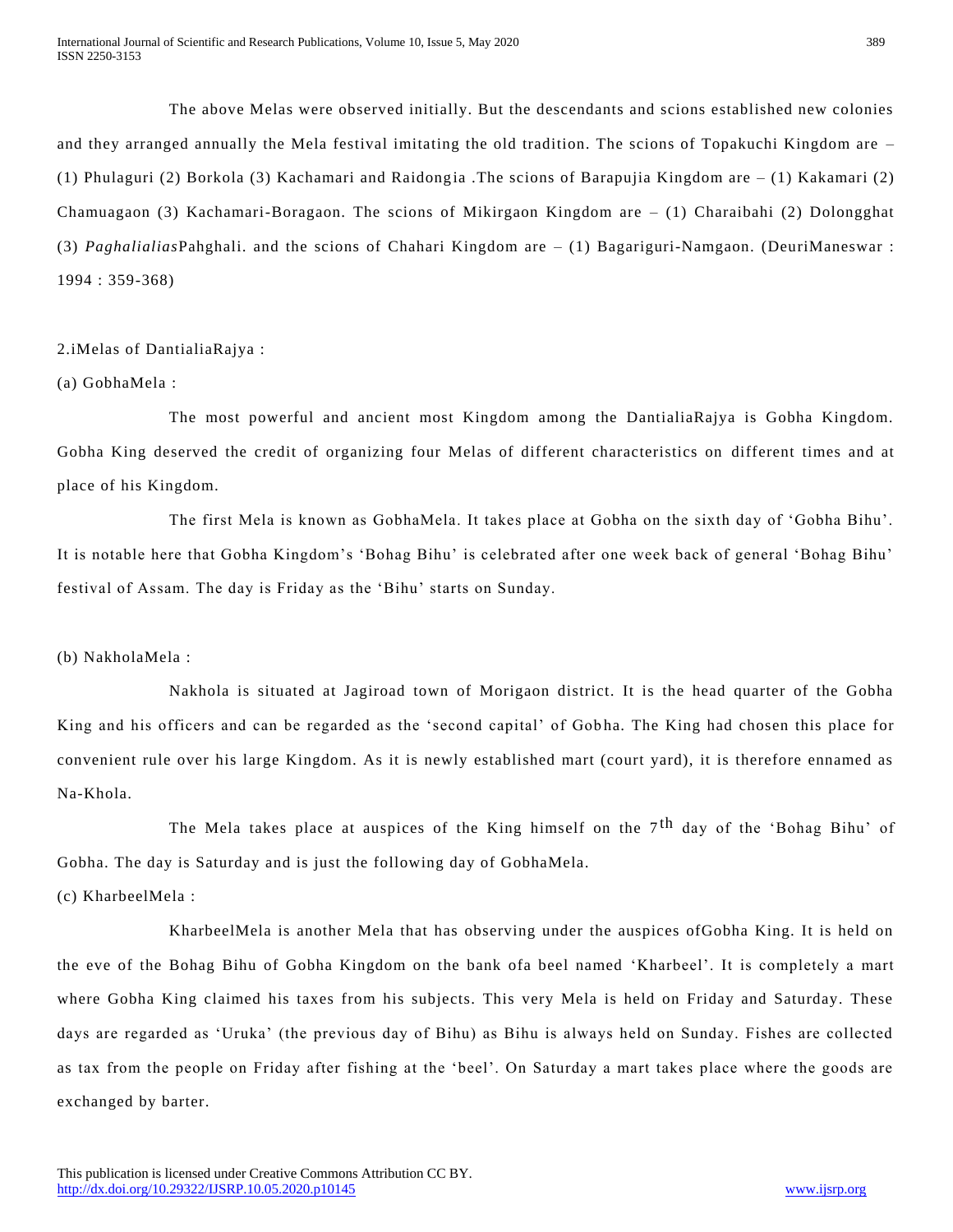The above Melas were observed initially. But the descendants and scions established new colonies and they arranged annually the Mela festival imitating the old tradition. The scions of Topakuchi Kingdom are – (1) Phulaguri (2) Borkola (3) Kachamari and Raidongia .The scions of Barapujia Kingdom are – (1) Kakamari (2) Chamuagaon (3) Kachamari-Boragaon. The scions of Mikirgaon Kingdom are – (1) Charaibahi (2) Dolongghat (3) *Paghalialias*Pahghali. and the scions of Chahari Kingdom are – (1) Bagariguri-Namgaon. (DeuriManeswar : 1994 : 359-368)

2.iMelas of DantialiaRajya :

(a) GobhaMela :

The most powerful and ancient most Kingdom among the DantialiaRajya is Gobha Kingdom. Gobha King deserved the credit of organizing four Melas of different characteristics on different times and at place of his Kingdom.

The first Mela is known as GobhaMela. It takes place at Gobha on the sixth day of 'Gobha Bihu'. It is notable here that Gobha Kingdom's 'Bohag Bihu' is celebrated after one week back of general 'Bohag Bihu' festival of Assam. The day is Friday as the 'Bihu' starts on Sunday.

(b) NakholaMela :

Nakhola is situated at Jagiroad town of Morigaon district. It is the head quarter of the Gobha King and his officers and can be regarded as the 'second capital' of Gobha. The King had chosen this place for convenient rule over his large Kingdom. As it is newly established mart (court yard), it is therefore ennamed as Na-Khola.

The Mela takes place at auspices of the King himself on the 7th day of the 'Bohag Bihu' of Gobha. The day is Saturday and is just the following day of GobhaMela.

(c) KharbeelMela :

KharbeelMela is another Mela that has observing under the auspices ofGobha King. It is held on the eve of the Bohag Bihu of Gobha Kingdom on the bank ofa beel named 'Kharbeel'. It is completely a mart where Gobha King claimed his taxes from his subjects. This very Mela is held on Friday and Saturday. These days are regarded as 'Uruka' (the previous day of Bihu) as Bihu is always held on Sunday. Fishes are collected as tax from the people on Friday after fishing at the 'beel'. On Saturday a mart takes place where the goods are exchanged by barter.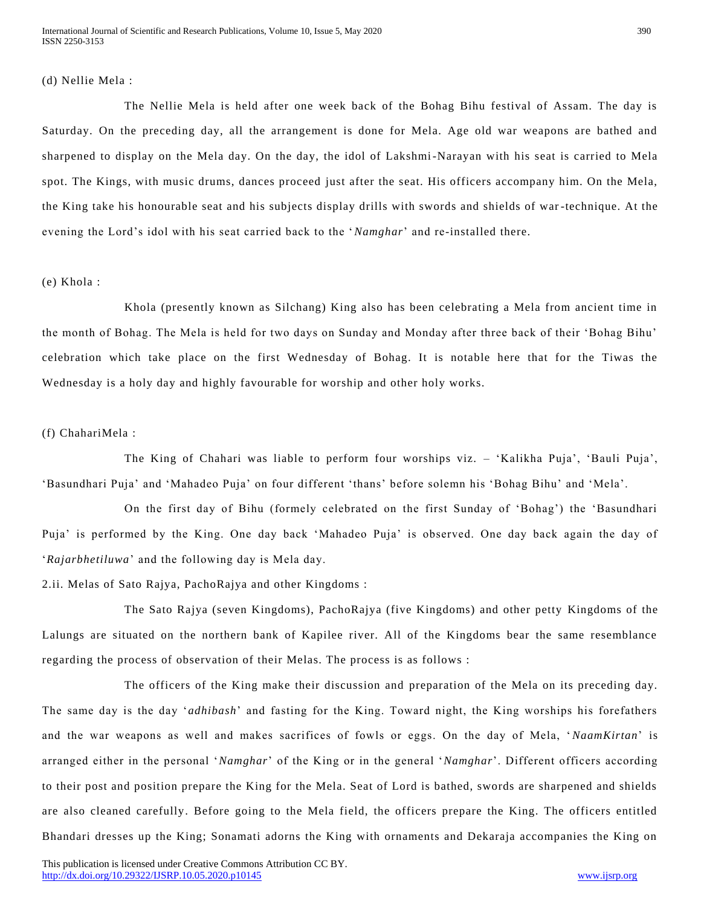(d) Nellie Mela :

The Nellie Mela is held after one week back of the Bohag Bihu festival of Assam. The day is Saturday. On the preceding day, all the arrangement is done for Mela. Age old war weapons are bathed and sharpened to display on the Mela day. On the day, the idol of Lakshmi-Narayan with his seat is carried to Mela spot. The Kings, with music drums, dances proceed just after the seat. His officers accompany him. On the Mela, the King take his honourable seat and his subjects display drills with swords and shields of war-technique. At the evening the Lord's idol with his seat carried back to the '*Namghar*' and re-installed there.

(e) Khola :

Khola (presently known as Silchang) King also has been celebrating a Mela from ancient time in the month of Bohag. The Mela is held for two days on Sunday and Monday after three back of their 'Bohag Bihu' celebration which take place on the first Wednesday of Bohag. It is notable here that for the Tiwas the Wednesday is a holy day and highly favourable for worship and other holy works.

(f) ChahariMela :

The King of Chahari was liable to perform four worships viz. – 'Kalikha Puja', 'Bauli Puja', 'Basundhari Puja' and 'Mahadeo Puja' on four different 'thans' before solemn his 'Bohag Bihu' and 'Mela'.

On the first day of Bihu (formely celebrated on the first Sunday of 'Bohag') the 'Basundhari Puja' is performed by the King. One day back 'Mahadeo Puja' is observed. One day back again the day of '*Rajarbhetiluwa*' and the following day is Mela day.

2.ii. Melas of Sato Rajya, PachoRajya and other Kingdoms :

The Sato Rajya (seven Kingdoms), PachoRajya (five Kingdoms) and other petty Kingdoms of the Lalungs are situated on the northern bank of Kapilee river. All of the Kingdoms bear the same resemblance regarding the process of observation of their Melas. The process is as follows :

The officers of the King make their discussion and preparation of the Mela on its preceding day. The same day is the day '*adhibash*' and fasting for the King. Toward night, the King worships his forefathers and the war weapons as well and makes sacrifices of fowls or eggs. On the day of Mela, '*NaamKirtan*' is arranged either in the personal '*Namghar*' of the King or in the general '*Namghar*'. Different officers according to their post and position prepare the King for the Mela. Seat of Lord is bathed, swords are sharpened and shields are also cleaned carefully. Before going to the Mela field, the officers prepare the King. The officers entitled Bhandari dresses up the King; Sonamati adorns the King with ornaments and Dekaraja accompanies the King on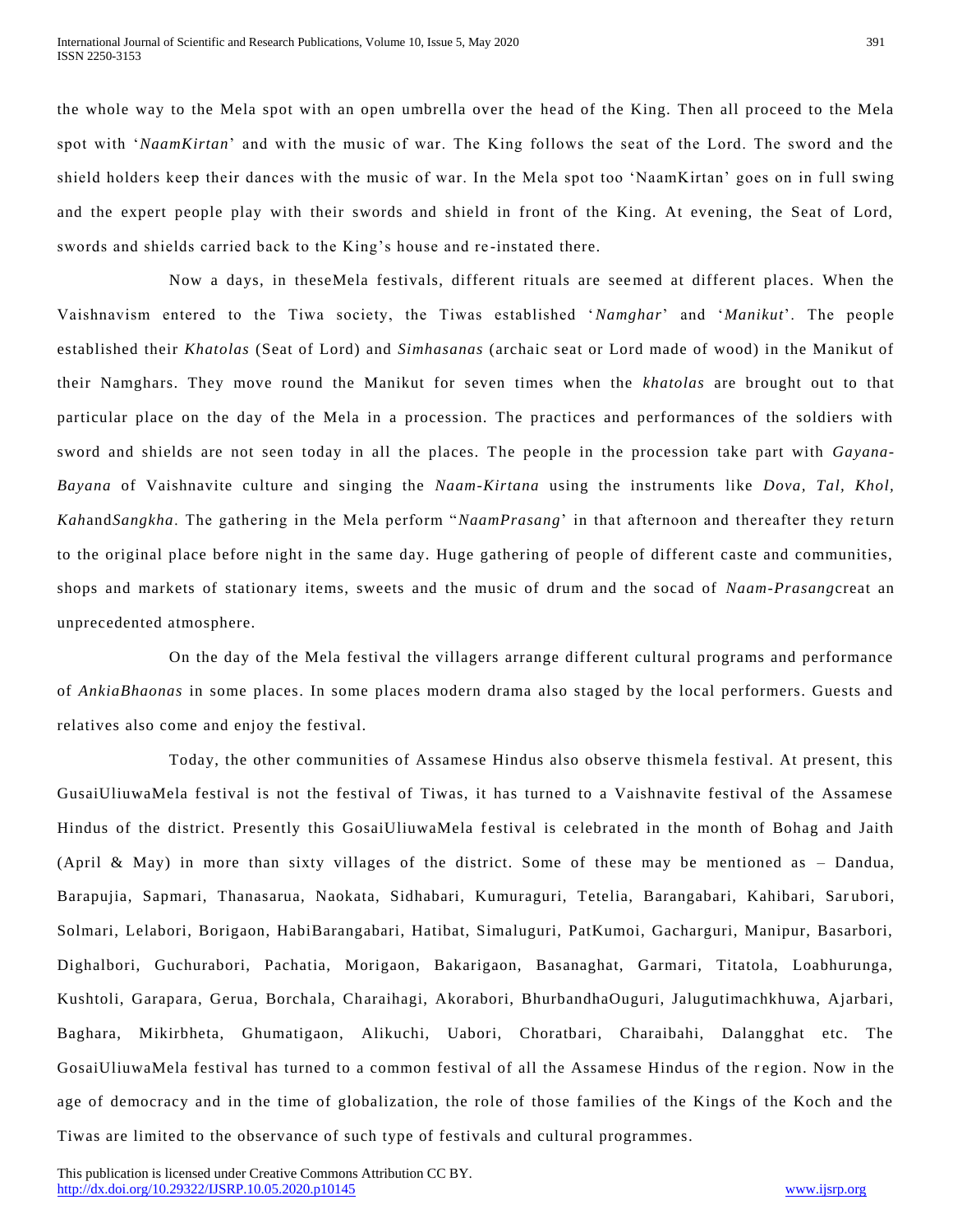the whole way to the Mela spot with an open umbrella over the head of the King. Then all proceed to the Mela spot with '*NaamKirtan*' and with the music of war. The King follows the seat of the Lord. The sword and the shield holders keep their dances with the music of war. In the Mela spot too 'NaamKirtan' goes on in full swing and the expert people play with their swords and shield in front of the King. At evening, the Seat of Lord, swords and shields carried back to the King's house and re-instated there.

Now a days, in theseMela festivals, different rituals are seemed at different places. When the Vaishnavism entered to the Tiwa society, the Tiwas established '*Namghar*' and '*Manikut*'. The people established their *Khatolas* (Seat of Lord) and *Simhasanas* (archaic seat or Lord made of wood) in the Manikut of their Namghars. They move round the Manikut for seven times when the *khatolas* are brought out to that particular place on the day of the Mela in a procession. The practices and performances of the soldiers with sword and shields are not seen today in all the places. The people in the procession take part with *Gayana-Bayana* of Vaishnavite culture and singing the *Naam-Kirtana* using the instruments like *Dova, Tal, Khol, Kah*and*Sangkha*. The gathering in the Mela perform "*NaamPrasang*' in that afternoon and thereafter they return to the original place before night in the same day. Huge gathering of people of different caste and communities, shops and markets of stationary items, sweets and the music of drum and the socad of *Naam-Prasang*creat an unprecedented atmosphere.

On the day of the Mela festival the villagers arrange different cultural programs and performance of *AnkiaBhaonas* in some places. In some places modern drama also staged by the local performers. Guests and relatives also come and enjoy the festival.

Today, the other communities of Assamese Hindus also observe thismela festival. At present, this GusaiUliuwaMela festival is not the festival of Tiwas, it has turned to a Vaishnavite festival of the Assamese Hindus of the district. Presently this GosaiUliuwaMela festival is celebrated in the month of Bohag and Jaith (April & May) in more than sixty villages of the district. Some of these may be mentioned as – Dandua, Barapujia, Sapmari, Thanasarua, Naokata, Sidhabari, Kumuraguri, Tetelia, Barangabari, Kahibari, Sarubori, Solmari, Lelabori, Borigaon, HabiBarangabari, Hatibat, Simaluguri, PatKumoi, Gacharguri, Manipur, Basarbori, Dighalbori, Guchurabori, Pachatia, Morigaon, Bakarigaon, Basanaghat, Garmari, Titatola, Loabhurunga, Kushtoli, Garapara, Gerua, Borchala, Charaihagi, Akorabori, BhurbandhaOuguri, Jalugutimachkhuwa, Ajarbari, Baghara, Mikirbheta, Ghumatigaon, Alikuchi, Uabori, Choratbari, Charaibahi, Dalangghat etc. The GosaiUliuwaMela festival has turned to a common festival of all the Assamese Hindus of the region. Now in the age of democracy and in the time of globalization, the role of those families of the Kings of the Koch and the Tiwas are limited to the observance of such type of festivals and cultural programmes.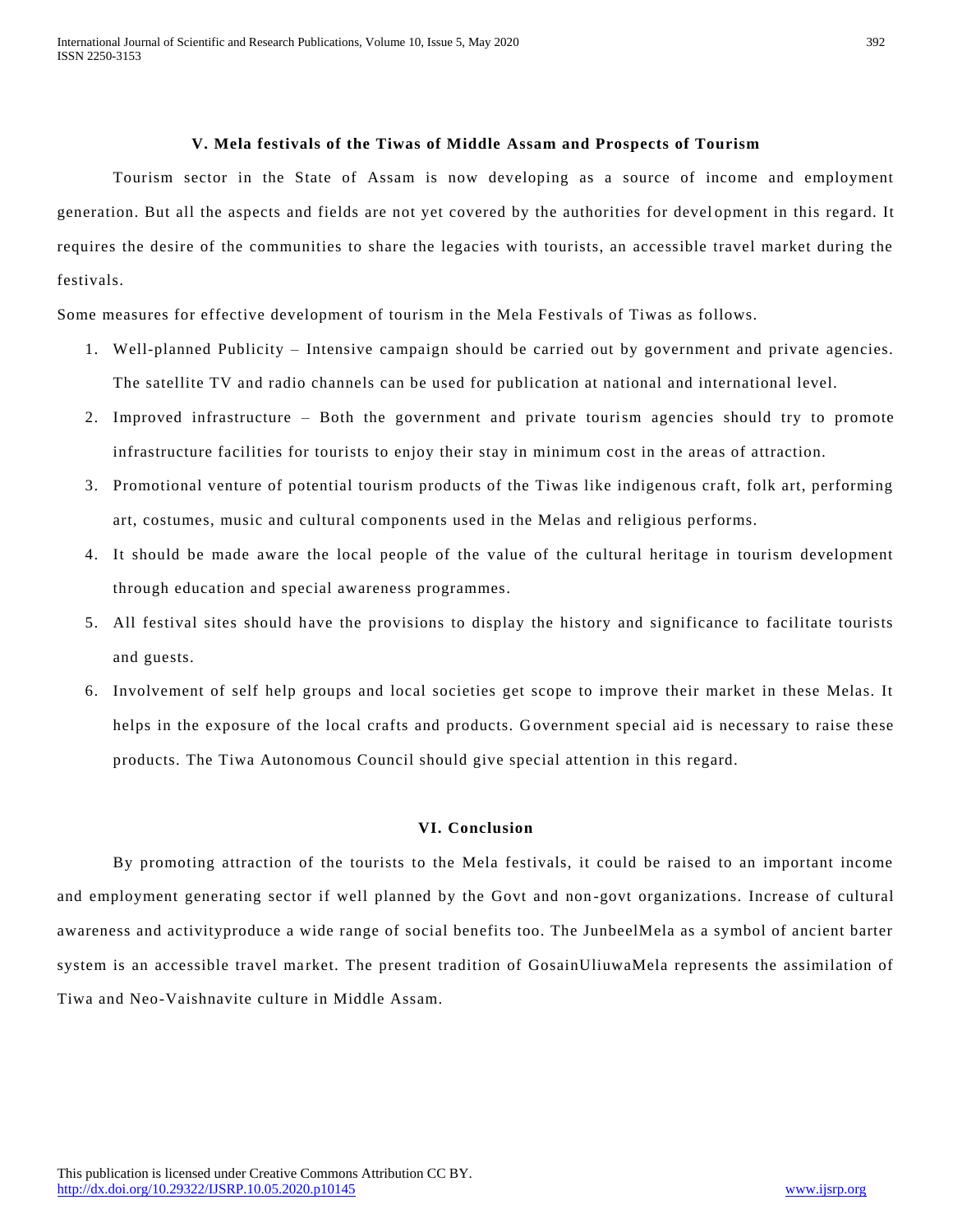## V. Mela festivals of the Tiwas of Middle Assam and Prospects of Tourism

Tourism sector in the State of Assam is now developing as a source of income and employment generation. But all the aspects and fields are not yet covered by the authorities for development in this regard. It requires the desire of the communities to share the legacies with tourists, an accessible travel market during the festivals.

Some measures for effective development of tourism in the Mela Festivals of Tiwas as follows.

1. Well-planned Publicity – Intensive campaign should be carried out by government and private agencies. The satellite TV and radio channels can be used for publication at national and international level.
2. Improved infrastructure – Both the government and private tourism agencies should try to promote infrastructure facilities for tourists to enjoy their stay in minimum cost in the areas of attraction.
3. Promotional venture of potential tourism products of the Tiwas like indigenous craft, folk art, performing art, costumes, music and cultural components used in the Melas and religious performs.
4. It should be made aware the local people of the value of the cultural heritage in tourism development through education and special awareness programmes.
5. All festival sites should have the provisions to display the history and significance to facilitate tourists and guests.
6. Involvement of self help groups and local societies get scope to improve their market in these Melas. It helps in the exposure of the local crafts and products. Government special aid is necessary to raise these products. The Tiwa Autonomous Council should give special attention in this regard.

## VI. Conclusion

By promoting attraction of the tourists to the Mela festivals, it could be raised to an important income and employment generating sector if well planned by the Govt and non-govt organizations. Increase of cultural awareness and activityproduce a wide range of social benefits too. The JunbeelMela as a symbol of ancient barter system is an accessible travel market. The present tradition of GosainUliuwaMela represents the assimilation of Tiwa and Neo-Vaishnavite culture in Middle Assam.

This publication is licensed under Creative Commons Attribution CC BY.
http://dx.doi.org/10.29322/IJSRP.10.05.2020.p10145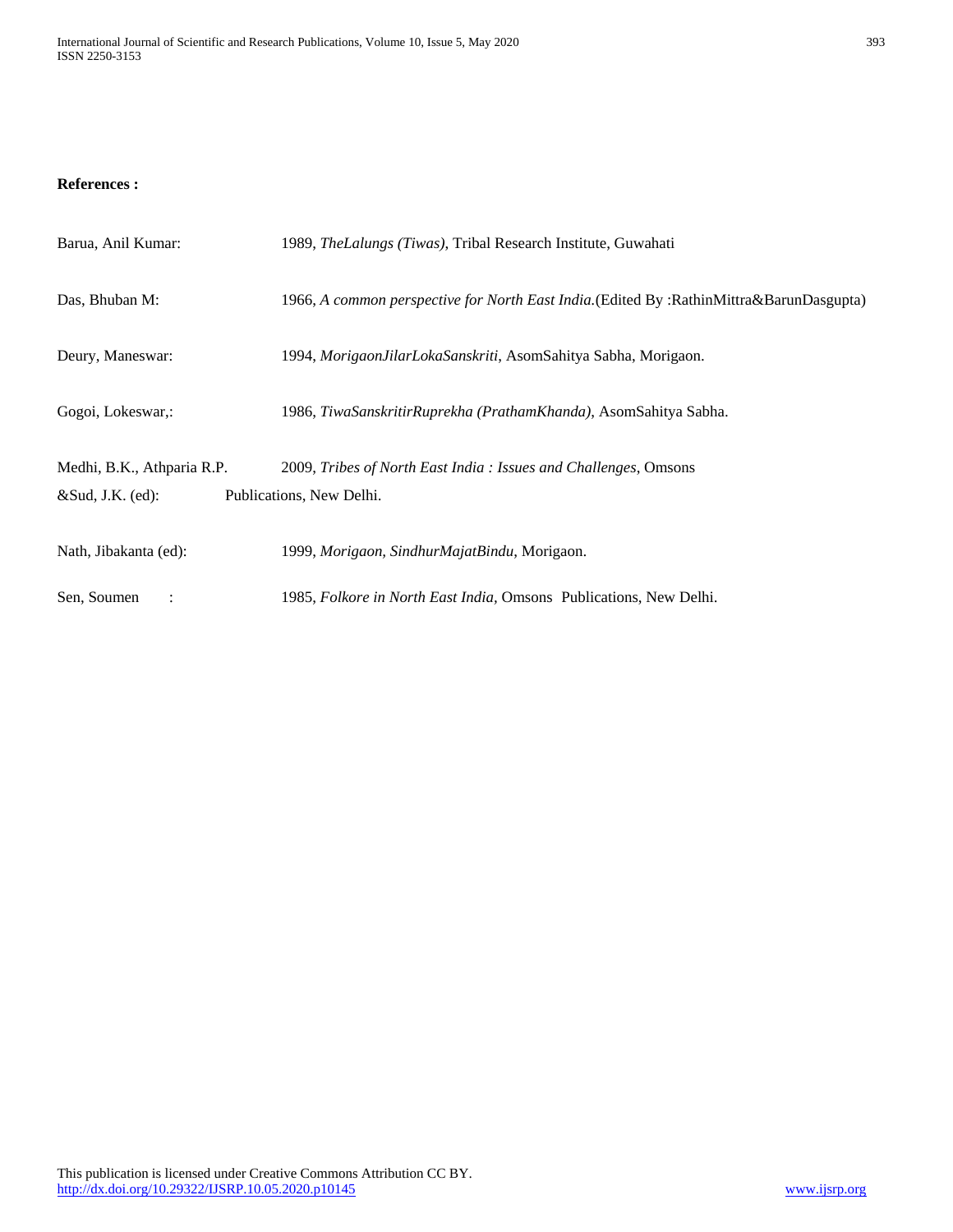**References :**

Barua, Anil Kumar: 1989, *TheLalungs (Tiwas)*, Tribal Research Institute, Guwahati

Das, Bhuban M: 1966, *A common perspective for North East India.*(Edited By :RathinMittra&BarunDasgupta)

Deury, Maneswar: 1994, *MorigaonJilarLokaSanskriti*, AsomSahitya Sabha, Morigaon.

Gogoi, Lokeswar,: 1986, *TiwaSanskritirRuprekha (PrathamKhanda)*, AsomSahitya Sabha.

Medhi, B.K., Athparia R.P. &Sud, J.K. (ed): 2009, *Tribes of North East India : Issues and Challenges*, Omsons Publications, New Delhi.

Nath, Jibakanta (ed): 1999, *Morigaon, SindhurMajatBindu*, Morigaon.

Sen, Soumen : 1985, *Folkore in North East India*, Omsons Publications, New Delhi.

This publication is licensed under Creative Commons Attribution CC BY.
http://dx.doi.org/10.29322/IJSRP.10.05.2020.p10145